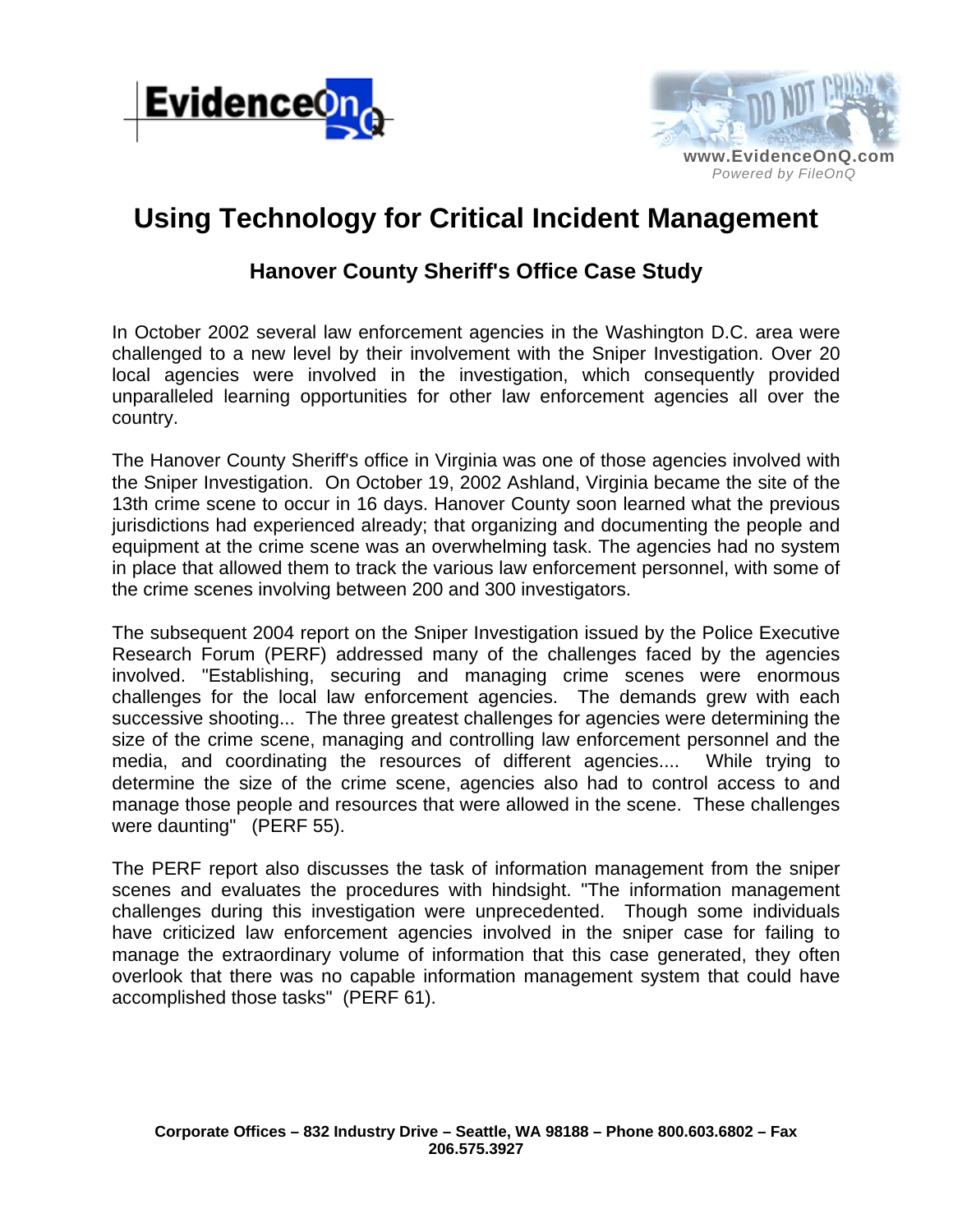# Using Technology for Critical Incident Management

## Hanover County Sheriff's Office Case Study

In October 2002 several law enforcement agencies in the Washington D.C. area were challenged to a new level by their involvement with the Sniper Investigation. Over 20 local agencies were involved in the investigation, which consequently provided unparalleled learning opportunities for other law enforcement agencies all over the country.

The Hanover County Sheriff's office in Virginia was one of those agencies involved with the Sniper Investigation. On October 19, 2002 Ashland, Virginia became the site of the 13th crime scene to occur in 16 days. Hanover County soon learned what the previous jurisdictions had experienced already; that organizing and documenting the people and equipment at the crime scene was an overwhelming task. The agencies had no system in place that allowed them to track the various law enforcement personnel, with some of the crime scenes involving between 200 and 300 investigators.

The subsequent 2004 report on the Sniper Investigation issued by the Police Executive Research Forum (PERF) addressed many of the challenges faced by the agencies involved. "Establishing, securing and managing crime scenes were enormous challenges for the local law enforcement agencies. The demands grew with each successive shooting... The three greatest challenges for agencies were determining the size of the crime scene, managing and controlling law enforcement personnel and the media, and coordinating the resources of different agencies.... While trying to determine the size of the crime scene, agencies also had to control access to and manage those people and resources that were allowed in the scene. These challenges were daunting" (PERF 55).

The PERF report also discusses the task of information management from the sniper scenes and evaluates the procedures with hindsight. "The information management challenges during this investigation were unprecedented. Though some individuals have criticized law enforcement agencies involved in the sniper case for failing to manage the extraordinary volume of information that this case generated, they often overlook that there was no capable information management system that could have accomplished those tasks" (PERF 61).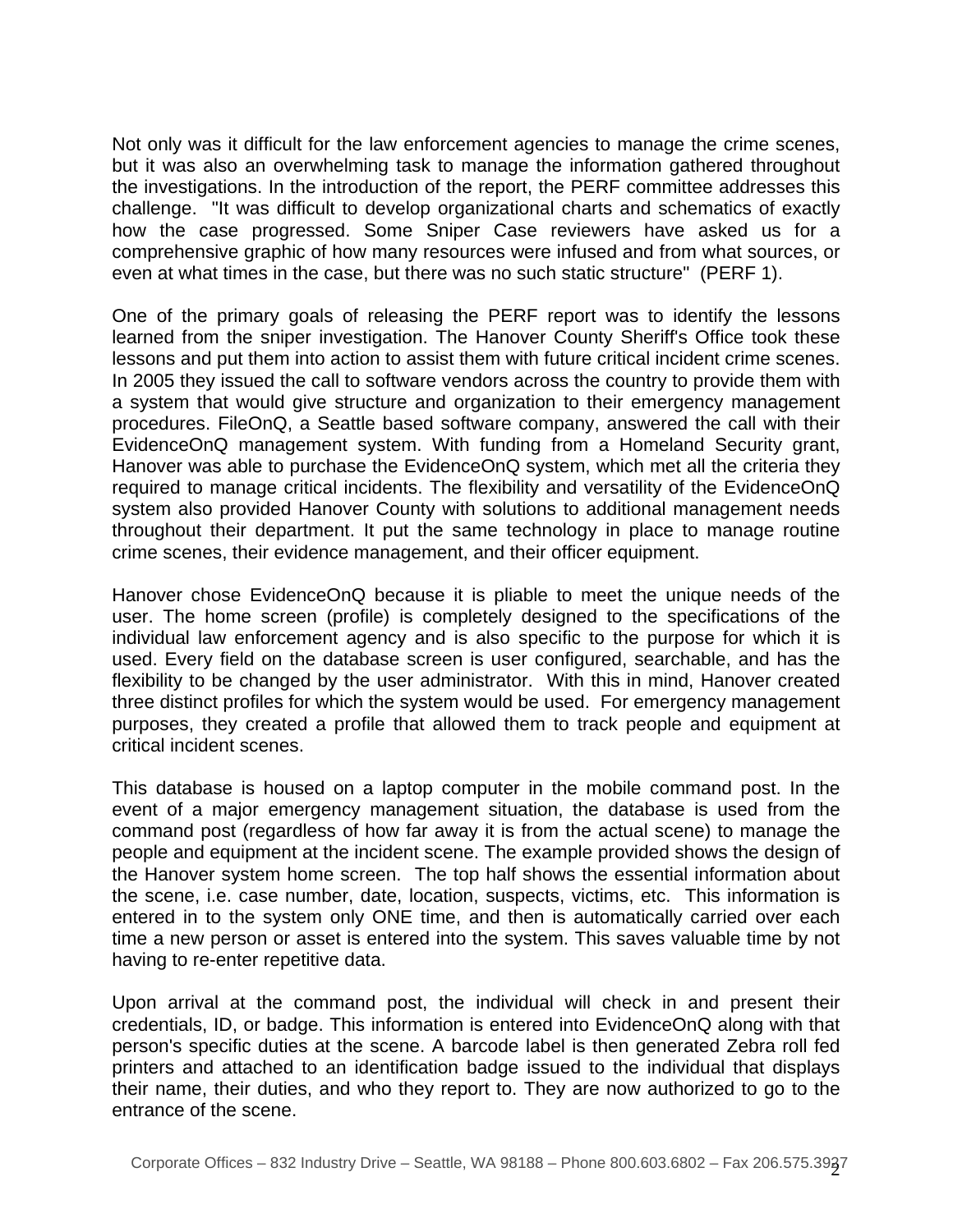Not only was it difficult for the law enforcement agencies to manage the crime scenes, but it was also an overwhelming task to manage the information gathered throughout the investigations. In the introduction of the report, the PERF committee addresses this challenge. "It was difficult to develop organizational charts and schematics of exactly how the case progressed. Some Sniper Case reviewers have asked us for a comprehensive graphic of how many resources were infused and from what sources, or even at what times in the case, but there was no such static structure" (PERF 1).

One of the primary goals of releasing the PERF report was to identify the lessons learned from the sniper investigation. The Hanover County Sheriff's Office took these lessons and put them into action to assist them with future critical incident crime scenes. In 2005 they issued the call to software vendors across the country to provide them with a system that would give structure and organization to their emergency management procedures. FileOnQ, a Seattle based software company, answered the call with their EvidenceOnQ management system. With funding from a Homeland Security grant, Hanover was able to purchase the EvidenceOnQ system, which met all the criteria they required to manage critical incidents. The flexibility and versatility of the EvidenceOnQ system also provided Hanover County with solutions to additional management needs throughout their department. It put the same technology in place to manage routine crime scenes, their evidence management, and their officer equipment.

Hanover chose EvidenceOnQ because it is pliable to meet the unique needs of the user. The home screen (profile) is completely designed to the specifications of the individual law enforcement agency and is also specific to the purpose for which it is used. Every field on the database screen is user configured, searchable, and has the flexibility to be changed by the user administrator. With this in mind, Hanover created three distinct profiles for which the system would be used. For emergency management purposes, they created a profile that allowed them to track people and equipment at critical incident scenes.

This database is housed on a laptop computer in the mobile command post. In the event of a major emergency management situation, the database is used from the command post (regardless of how far away it is from the actual scene) to manage the people and equipment at the incident scene. The example provided shows the design of the Hanover system home screen. The top half shows the essential information about the scene, i.e. case number, date, location, suspects, victims, etc. This information is entered in to the system only ONE time, and then is automatically carried over each time a new person or asset is entered into the system. This saves valuable time by not having to re-enter repetitive data.

Upon arrival at the command post, the individual will check in and present their credentials, ID, or badge. This information is entered into EvidenceOnQ along with that person's specific duties at the scene. A barcode label is then generated Zebra roll fed printers and attached to an identification badge issued to the individual that displays their name, their duties, and who they report to. They are now authorized to go to the entrance of the scene.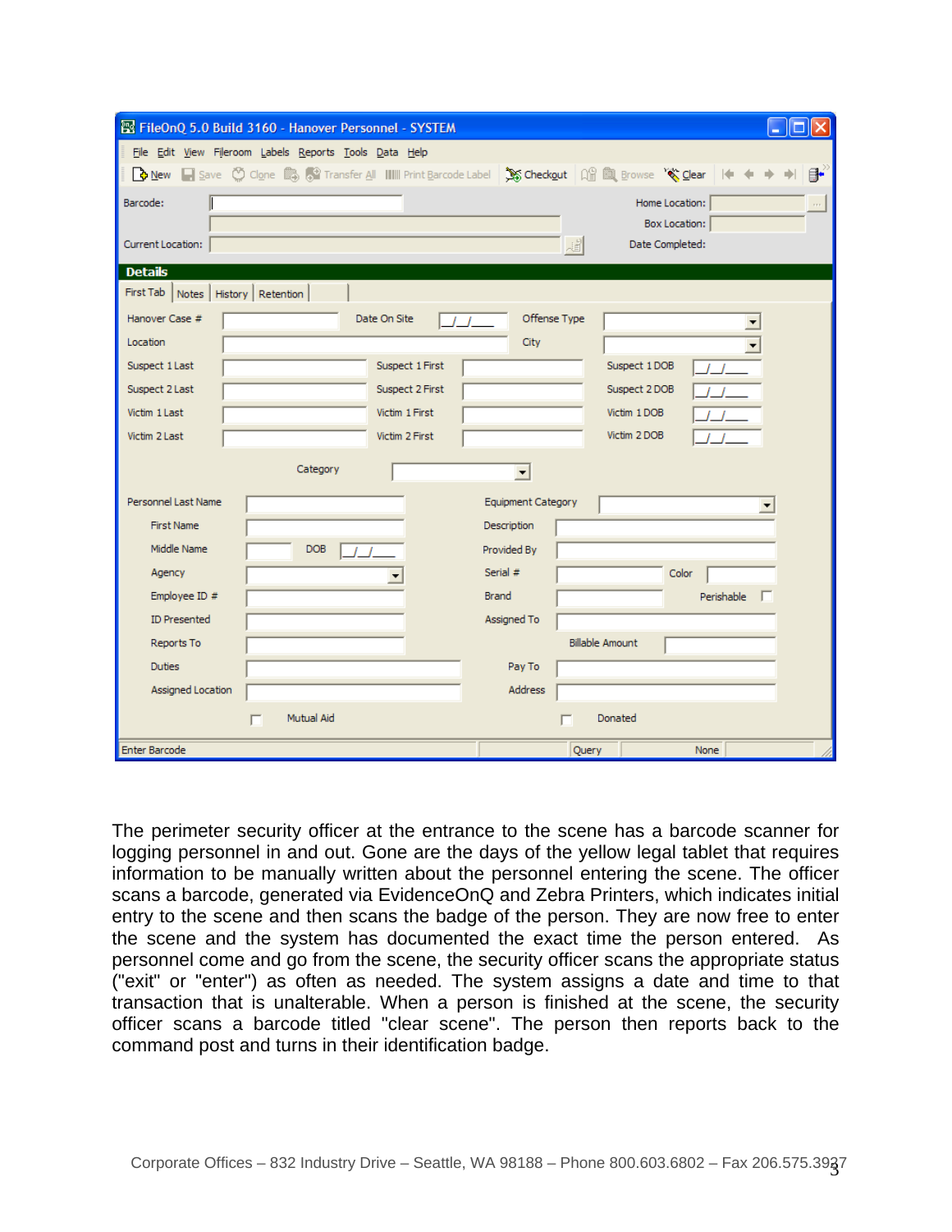The perimeter security officer at the entrance to the scene has a barcode scanner for logging personnel in and out. Gone are the days of the yellow legal tablet that requires information to be manually written about the personnel entering the scene. The officer scans a barcode, generated via EvidenceOnQ and Zebra Printers, which indicates initial entry to the scene and then scans the badge of the person. They are now free to enter the scene and the system has documented the exact time the person entered. As personnel come and go from the scene, the security officer scans the appropriate status ("exit" or "enter") as often as needed. The system assigns a date and time to that transaction that is unalterable. When a person is finished at the scene, the security officer scans a barcode titled "clear scene". The person then reports back to the command post and turns in their identification badge.

Corporate Offices – 832 Industry Drive – Seattle, WA 98188 – Phone 800.603.6802 – Fax 206.575.3937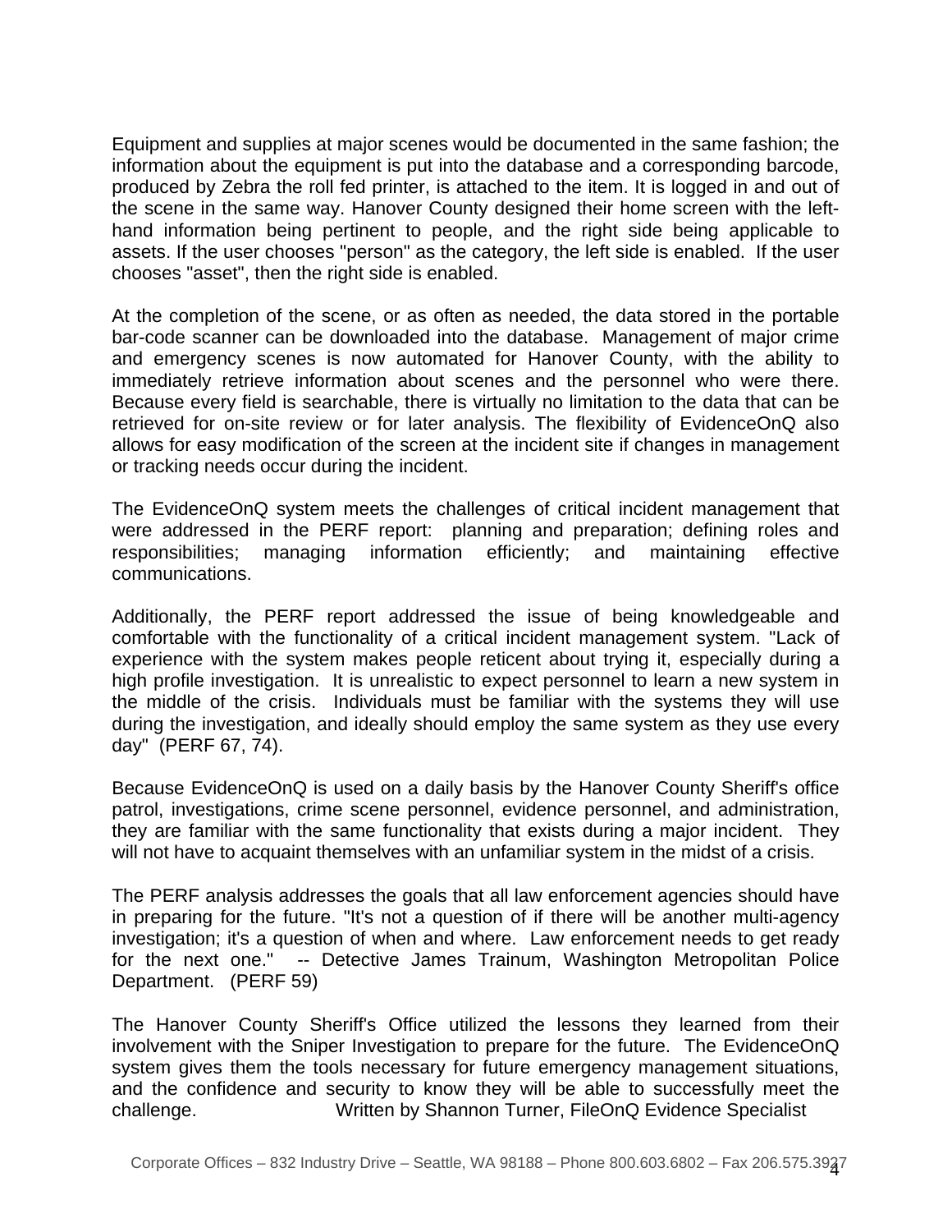Equipment and supplies at major scenes would be documented in the same fashion; the information about the equipment is put into the database and a corresponding barcode, produced by Zebra the roll fed printer, is attached to the item. It is logged in and out of the scene in the same way. Hanover County designed their home screen with the left-hand information being pertinent to people, and the right side being applicable to assets. If the user chooses "person" as the category, the left side is enabled. If the user chooses "asset", then the right side is enabled.

At the completion of the scene, or as often as needed, the data stored in the portable bar-code scanner can be downloaded into the database. Management of major crime and emergency scenes is now automated for Hanover County, with the ability to immediately retrieve information about scenes and the personnel who were there. Because every field is searchable, there is virtually no limitation to the data that can be retrieved for on-site review or for later analysis. The flexibility of EvidenceOnQ also allows for easy modification of the screen at the incident site if changes in management or tracking needs occur during the incident.

The EvidenceOnQ system meets the challenges of critical incident management that were addressed in the PERF report: planning and preparation; defining roles and responsibilities; managing information efficiently; and maintaining effective communications.

Additionally, the PERF report addressed the issue of being knowledgeable and comfortable with the functionality of a critical incident management system. "Lack of experience with the system makes people reticent about trying it, especially during a high profile investigation. It is unrealistic to expect personnel to learn a new system in the middle of the crisis. Individuals must be familiar with the systems they will use during the investigation, and ideally should employ the same system as they use every day" (PERF 67, 74).

Because EvidenceOnQ is used on a daily basis by the Hanover County Sheriff's office patrol, investigations, crime scene personnel, evidence personnel, and administration, they are familiar with the same functionality that exists during a major incident. They will not have to acquaint themselves with an unfamiliar system in the midst of a crisis.

The PERF analysis addresses the goals that all law enforcement agencies should have in preparing for the future. "It's not a question of if there will be another multi-agency investigation; it's a question of when and where. Law enforcement needs to get ready for the next one." -- Detective James Trainum, Washington Metropolitan Police Department. (PERF 59)

The Hanover County Sheriff's Office utilized the lessons they learned from their involvement with the Sniper Investigation to prepare for the future. The EvidenceOnQ system gives them the tools necessary for future emergency management situations, and the confidence and security to know they will be able to successfully meet the challenge.

Written by Shannon Turner, FileOnQ Evidence Specialist

Corporate Offices – 832 Industry Drive – Seattle, WA 98188 – Phone 800.603.6802 – Fax 206.575.3927